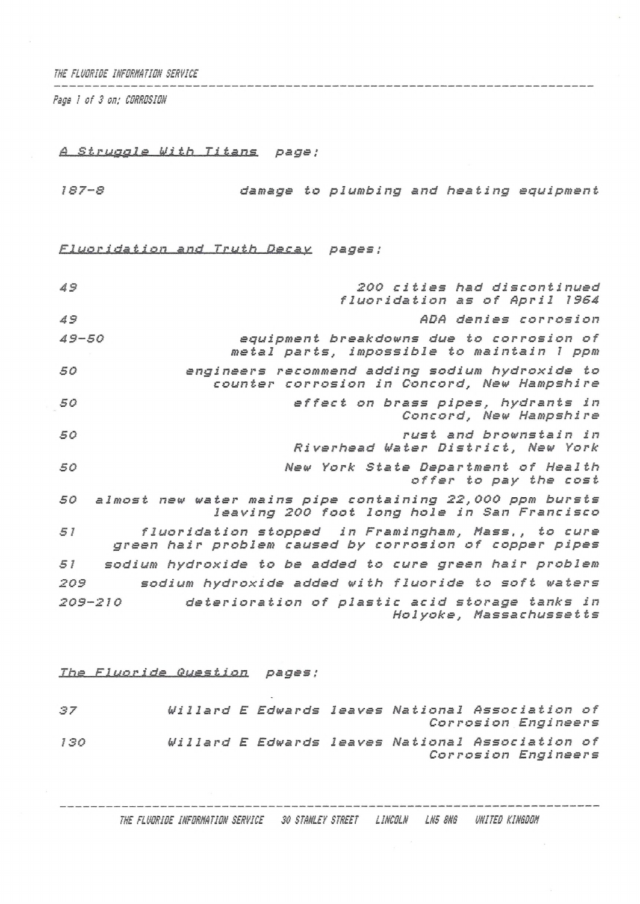THE FLUORIDE INFORMATION SERVICE

Page 1 of 3 on; CORROSION

<u>A Struggle With Titans</u> page;

| | |
|---|---|
| 187-8 | damage to plumbing and heating equipment |

<u>Fluoridation and Truth Decay</u> pages;

| | |
|---|---|
| 49 | 200 cities had discontinued fluoridation as of April 1964 |
| 49 | ADA denies corrosion |
| 49-50 | equipment breakdowns due to corrosion of metal parts, impossible to maintain 1 ppm |
| 50 | engineers recommend adding sodium hydroxide to counter corrosion in Concord, New Hampshire |
| 50 | effect on brass pipes, hydrants in Concord, New Hampshire |
| 50 | rust and brownstain in Riverhead Water District, New York |
| 50 | New York State Department of Health offer to pay the cost |
| 50 | almost new water mains pipe containing 22,000 ppm bursts leaving 200 foot long hole in San Francisco |
| 51 | fluoridation stopped in Framingham, Mass., to cure green hair problem caused by corrosion of copper pipes |
| 51 | sodium hydroxide to be added to cure green hair problem |
| 209 | sodium hydroxide added with fluoride to soft waters |
| 209-210 | deterioration of plastic acid storage tanks in Holyoke, Massachussetts |

<u>The Fluoride Question</u> pages;

| | |
|---|---|
| 37 | Willard E Edwards leaves National Association of Corrosion Engineers |
| 130 | Willard E Edwards leaves National Association of Corrosion Engineers |

THE FLUORIDE INFORMATION SERVICE 30 STANLEY STREET LINCOLN LN5 8NG UNITED KINGDOM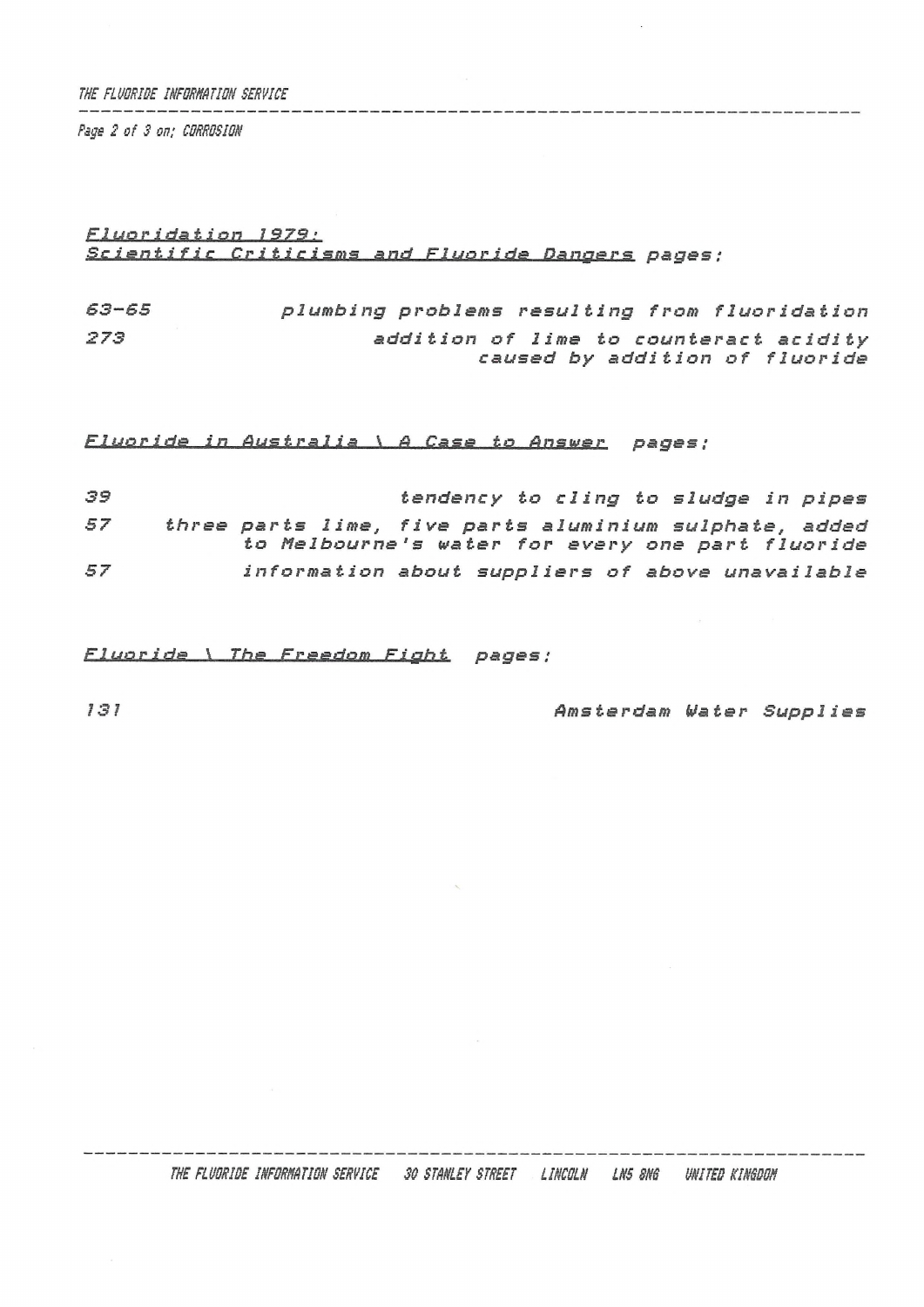*Fluoridation 1979:*
*Scientific Criticisms and Fluoride Dangers* pages;

| | |
|---|---|
| 63-65 | plumbing problems resulting from fluoridation |
| 273 | addition of lime to counteract acidity caused by addition of fluoride |

*Fluoride in Australia \ A Case to Answer* pages;

| | |
|---|---|
| 39 | tendency to cling to sludge in pipes |
| 57 | three parts lime, five parts aluminium sulphate, added to Melbourne's water for every one part fluoride |
| 57 | information about suppliers of above unavailable |

*Fluoride \ The Freedom Fight* pages;

| | |
|---|---|
| 131 | Amsterdam Water Supplies |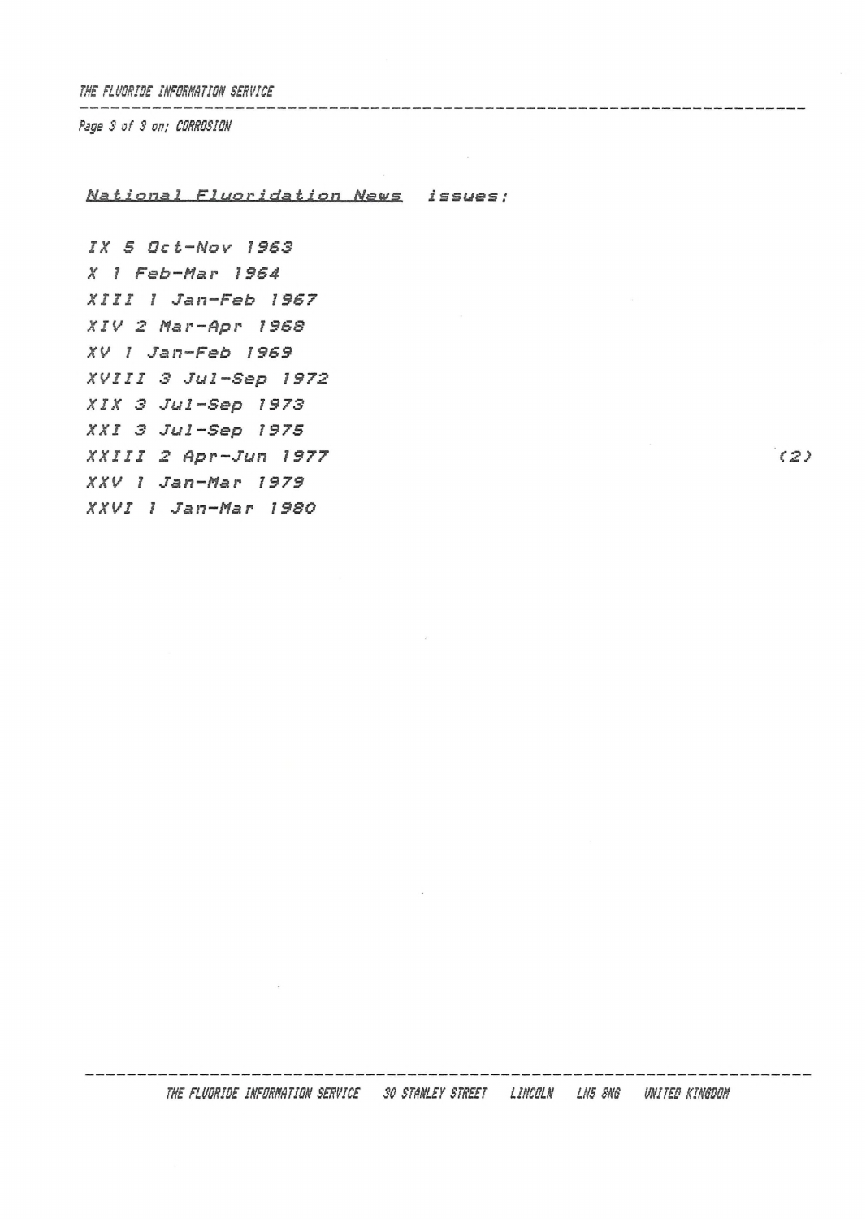*National Fluoridation News* issues:

IX 5 Oct-Nov 1963
X 1 Feb-Mar 1964
XIII 1 Jan-Feb 1967
XIV 2 Mar-Apr 1968
XV 1 Jan-Feb 1969
XVIII 3 Jul-Sep 1972
XIX 3 Jul-Sep 1973
XXI 3 Jul-Sep 1975
XXIII 2 Apr-Jun 1977 (2)
XXV 1 Jan-Mar 1979
XXVI 1 Jan-Mar 1980